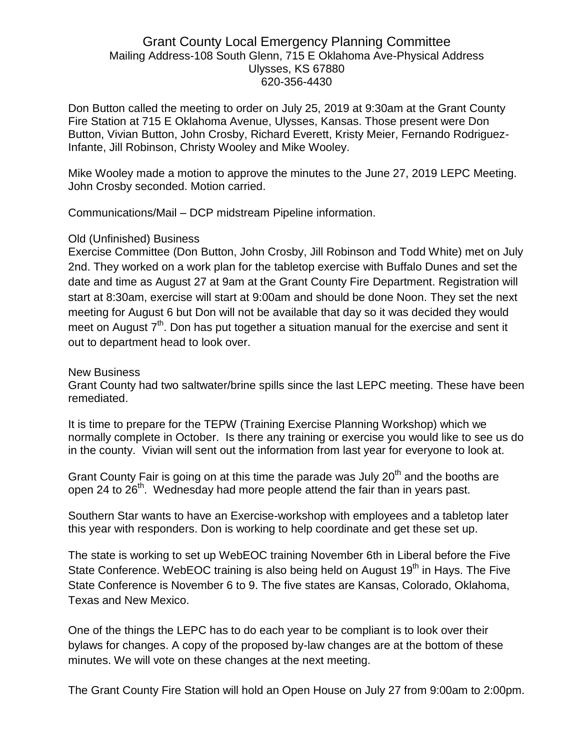# Grant County Local Emergency Planning Committee

Mailing Address-108 South Glenn, 715 E Oklahoma Ave-Physical Address
Ulysses, KS 67880
620-356-4430

Don Button called the meeting to order on July 25, 2019 at 9:30am at the Grant County Fire Station at 715 E Oklahoma Avenue, Ulysses, Kansas. Those present were Don Button, Vivian Button, John Crosby, Richard Everett, Kristy Meier, Fernando Rodriguez-Infante, Jill Robinson, Christy Wooley and Mike Wooley.

Mike Wooley made a motion to approve the minutes to the June 27, 2019 LEPC Meeting. John Crosby seconded. Motion carried.

Communications/Mail – DCP midstream Pipeline information.

Old (Unfinished) Business

Exercise Committee (Don Button, John Crosby, Jill Robinson and Todd White) met on July 2nd. They worked on a work plan for the tabletop exercise with Buffalo Dunes and set the date and time as August 27 at 9am at the Grant County Fire Department. Registration will start at 8:30am, exercise will start at 9:00am and should be done Noon. They set the next meeting for August 6 but Don will not be available that day so it was decided they would meet on August 7th. Don has put together a situation manual for the exercise and sent it out to department head to look over.

New Business

Grant County had two saltwater/brine spills since the last LEPC meeting. These have been remediated.

It is time to prepare for the TEPW (Training Exercise Planning Workshop) which we normally complete in October. Is there any training or exercise you would like to see us do in the county. Vivian will sent out the information from last year for everyone to look at.

Grant County Fair is going on at this time the parade was July 20th and the booths are open 24 to 26th. Wednesday had more people attend the fair than in years past.

Southern Star wants to have an Exercise-workshop with employees and a tabletop later this year with responders. Don is working to help coordinate and get these set up.

The state is working to set up WebEOC training November 6th in Liberal before the Five State Conference. WebEOC training is also being held on August 19th in Hays. The Five State Conference is November 6 to 9. The five states are Kansas, Colorado, Oklahoma, Texas and New Mexico.

One of the things the LEPC has to do each year to be compliant is to look over their bylaws for changes. A copy of the proposed by-law changes are at the bottom of these minutes. We will vote on these changes at the next meeting.

The Grant County Fire Station will hold an Open House on July 27 from 9:00am to 2:00pm.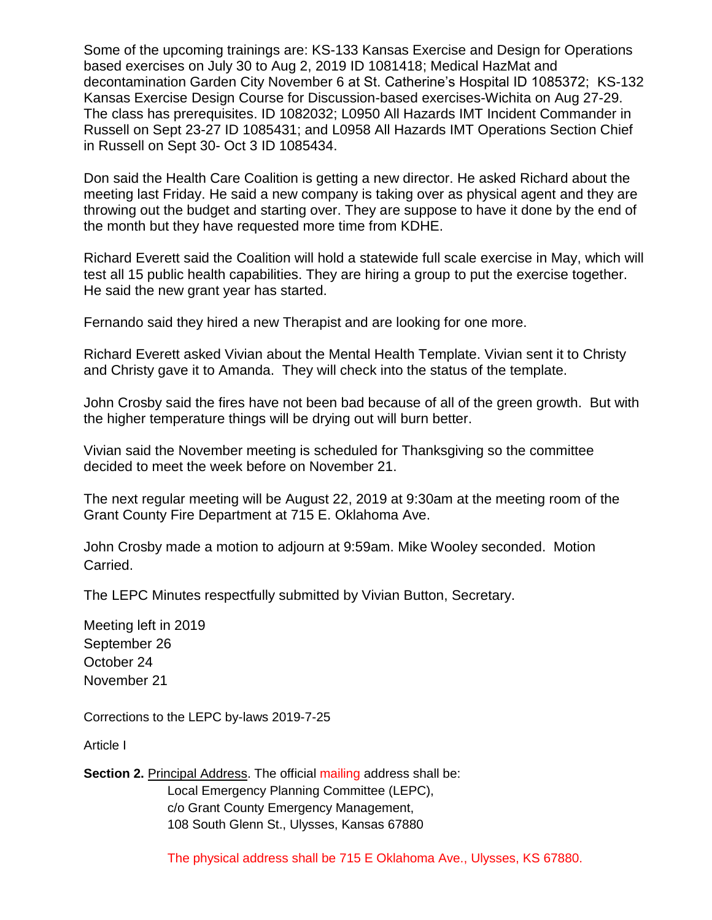Some of the upcoming trainings are: KS-133 Kansas Exercise and Design for Operations based exercises on July 30 to Aug 2, 2019 ID 1081418; Medical HazMat and decontamination Garden City November 6 at St. Catherine's Hospital ID 1085372; KS-132 Kansas Exercise Design Course for Discussion-based exercises-Wichita on Aug 27-29. The class has prerequisites. ID 1082032; L0950 All Hazards IMT Incident Commander in Russell on Sept 23-27 ID 1085431; and L0958 All Hazards IMT Operations Section Chief in Russell on Sept 30- Oct 3 ID 1085434.

Don said the Health Care Coalition is getting a new director. He asked Richard about the meeting last Friday. He said a new company is taking over as physical agent and they are throwing out the budget and starting over. They are suppose to have it done by the end of the month but they have requested more time from KDHE.

Richard Everett said the Coalition will hold a statewide full scale exercise in May, which will test all 15 public health capabilities. They are hiring a group to put the exercise together. He said the new grant year has started.

Fernando said they hired a new Therapist and are looking for one more.

Richard Everett asked Vivian about the Mental Health Template. Vivian sent it to Christy and Christy gave it to Amanda. They will check into the status of the template.

John Crosby said the fires have not been bad because of all of the green growth. But with the higher temperature things will be drying out will burn better.

Vivian said the November meeting is scheduled for Thanksgiving so the committee decided to meet the week before on November 21.

The next regular meeting will be August 22, 2019 at 9:30am at the meeting room of the Grant County Fire Department at 715 E. Oklahoma Ave.

John Crosby made a motion to adjourn at 9:59am. Mike Wooley seconded. Motion Carried.

The LEPC Minutes respectfully submitted by Vivian Button, Secretary.

Meeting left in 2019
September 26
October 24
November 21

Corrections to the LEPC by-laws 2019-7-25

Article I

**Section 2.** Principal Address. The official mailing address shall be:
Local Emergency Planning Committee (LEPC),
c/o Grant County Emergency Management,
108 South Glenn St., Ulysses, Kansas 67880

The physical address shall be 715 E Oklahoma Ave., Ulysses, KS 67880.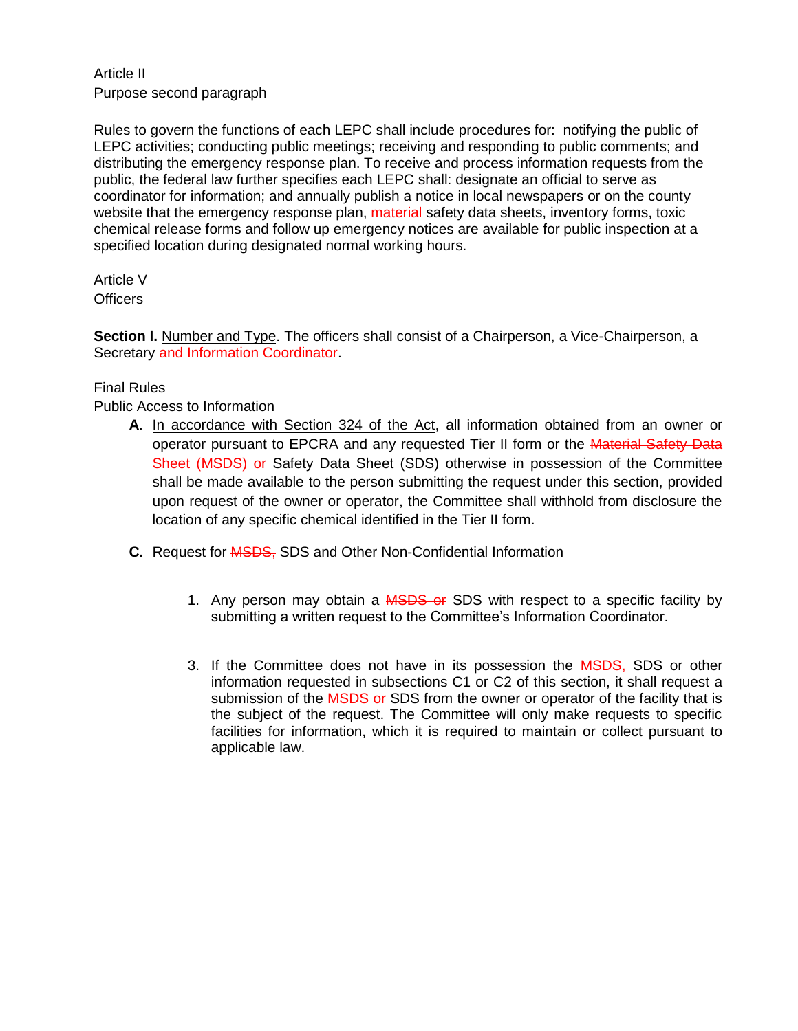Article II
Purpose second paragraph

Rules to govern the functions of each LEPC shall include procedures for: notifying the public of LEPC activities; conducting public meetings; receiving and responding to public comments; and distributing the emergency response plan. To receive and process information requests from the public, the federal law further specifies each LEPC shall: designate an official to serve as coordinator for information; and annually publish a notice in local newspapers or on the county website that the emergency response plan, ~~material~~ safety data sheets, inventory forms, toxic chemical release forms and follow up emergency notices are available for public inspection at a specified location during designated normal working hours.

Article V
Officers

**Section l.** Number and Type. The officers shall consist of a Chairperson, a Vice-Chairperson, a Secretary and Information Coordinator.

Final Rules
Public Access to Information

**A**. In accordance with Section 324 of the Act, all information obtained from an owner or operator pursuant to EPCRA and any requested Tier II form or the ~~Material Safety Data Sheet (MSDS) or~~ Safety Data Sheet (SDS) otherwise in possession of the Committee shall be made available to the person submitting the request under this section, provided upon request of the owner or operator, the Committee shall withhold from disclosure the location of any specific chemical identified in the Tier II form.

**C.** Request for ~~MSDS,~~ SDS and Other Non-Confidential Information

1. Any person may obtain a ~~MSDS or~~ SDS with respect to a specific facility by submitting a written request to the Committee's Information Coordinator.

3. If the Committee does not have in its possession the ~~MSDS,~~ SDS or other information requested in subsections C1 or C2 of this section, it shall request a submission of the ~~MSDS or~~ SDS from the owner or operator of the facility that is the subject of the request. The Committee will only make requests to specific facilities for information, which it is required to maintain or collect pursuant to applicable law.